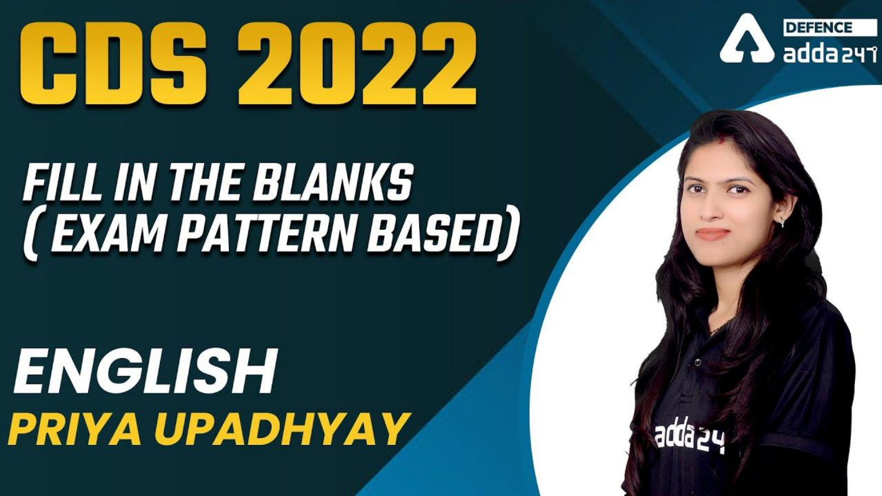# CDS 2022

## FILL IN THE BLANKS ( EXAM PATTERN BASED)

## ENGLISH

**PRIYA UPADHYAY**

DEFENCE adda247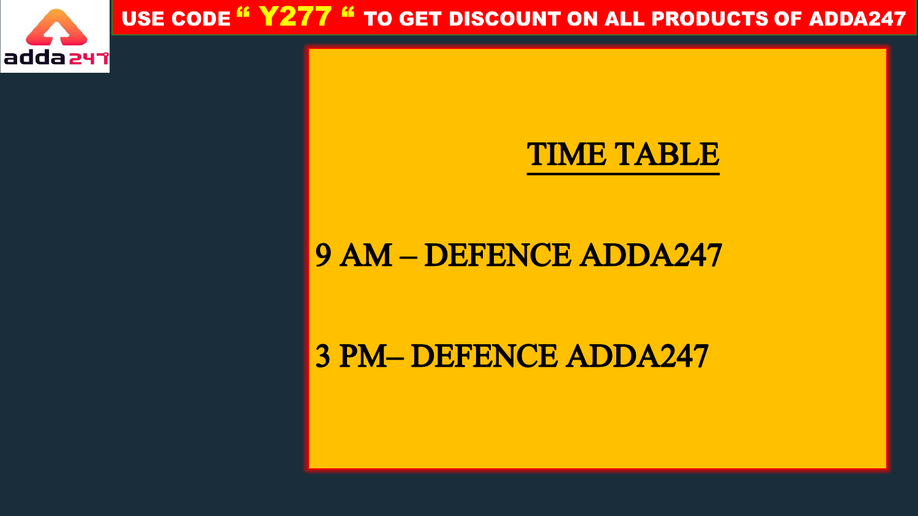USE CODE " Y277 " TO GET DISCOUNT ON ALL PRODUCTS OF ADDA247

## TIME TABLE

9 AM – DEFENCE ADDA247

3 PM– DEFENCE ADDA247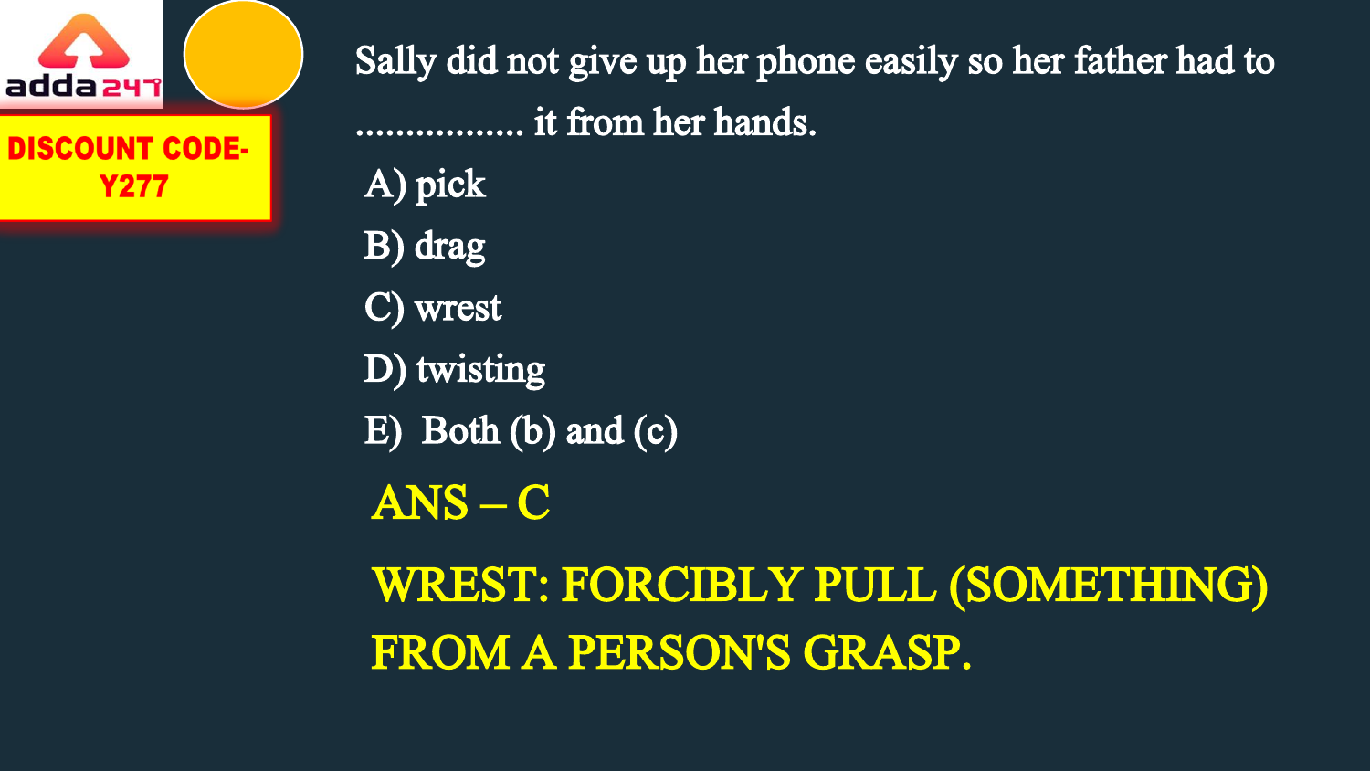DISCOUNT CODE- Y277

Sally did not give up her phone easily so her father had to ................. it from her hands.

A) pick

B) drag

C) wrest

D) twisting

E) Both (b) and (c)

ANS – C

WREST: FORCIBLY PULL (SOMETHING) FROM A PERSON'S GRASP.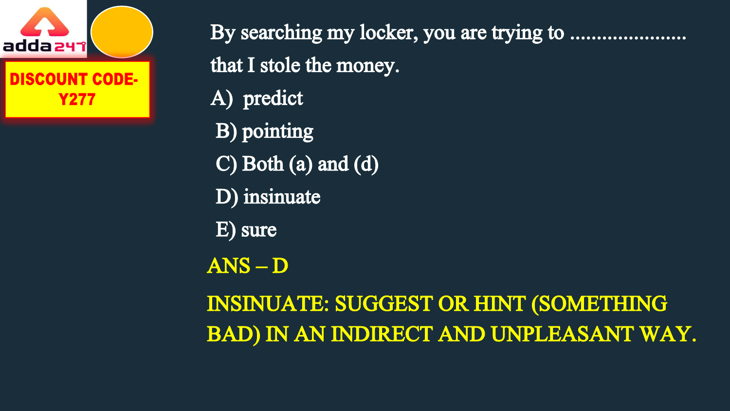By searching my locker, you are trying to ...................... that I stole the money.

A) predict

B) pointing

C) Both (a) and (d)

D) insinuate

E) sure

**ANS – D**

**INSINUATE: SUGGEST OR HINT (SOMETHING BAD) IN AN INDIRECT AND UNPLEASANT WAY.**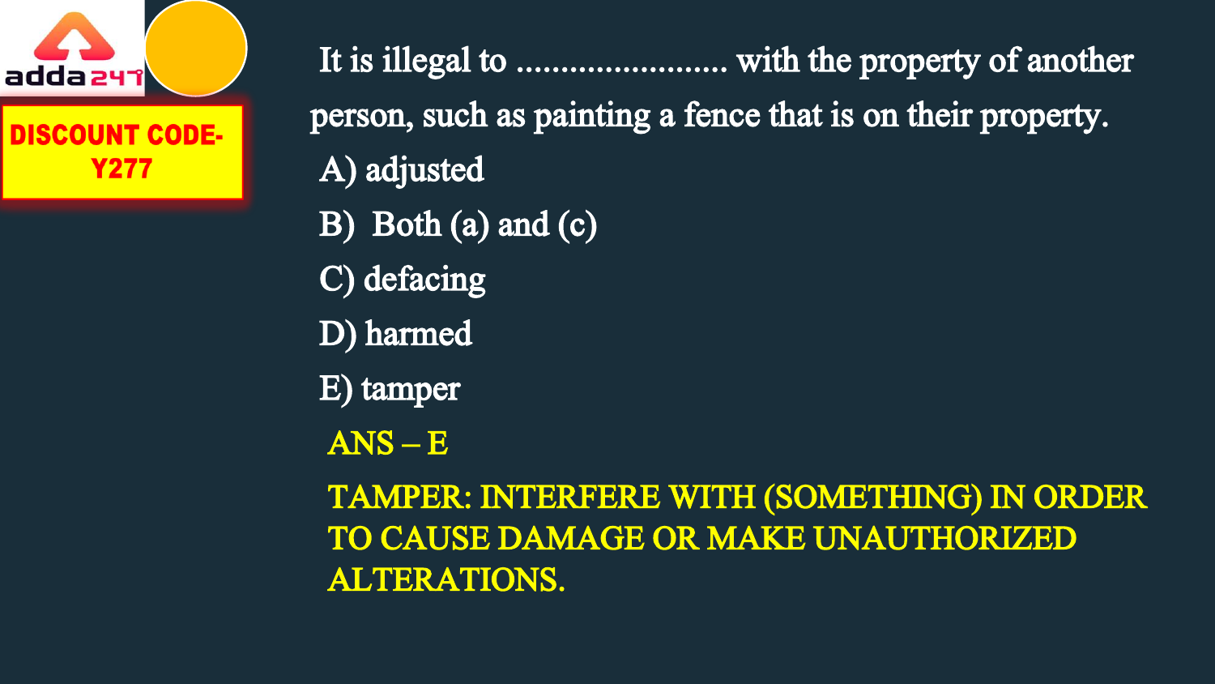DISCOUNT CODE- Y277

It is illegal to ........................ with the property of another person, such as painting a fence that is on their property.

A) adjusted

B) Both (a) and (c)

C) defacing

D) harmed

E) tamper

ANS – E

TAMPER: INTERFERE WITH (SOMETHING) IN ORDER TO CAUSE DAMAGE OR MAKE UNAUTHORIZED ALTERATIONS.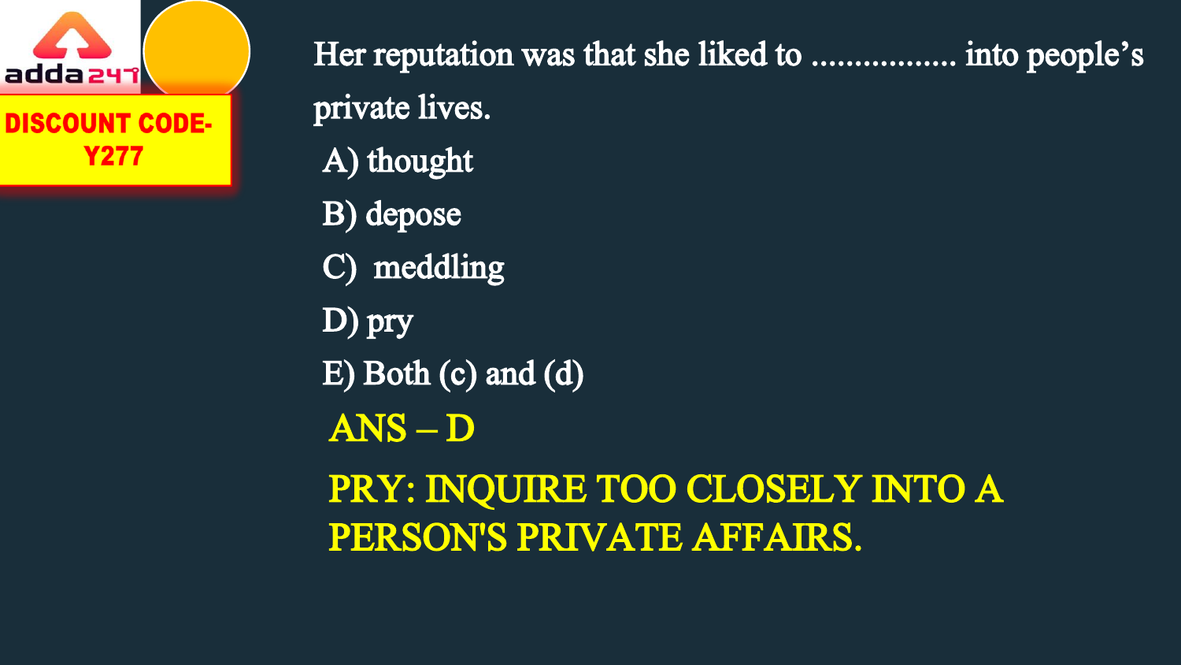DISCOUNT CODE- Y277

Her reputation was that she liked to ................. into people's private lives.

A) thought

B) depose

C) meddling

D) pry

E) Both (c) and (d)

**ANS – D**

**PRY: INQUIRE TOO CLOSELY INTO A PERSON'S PRIVATE AFFAIRS.**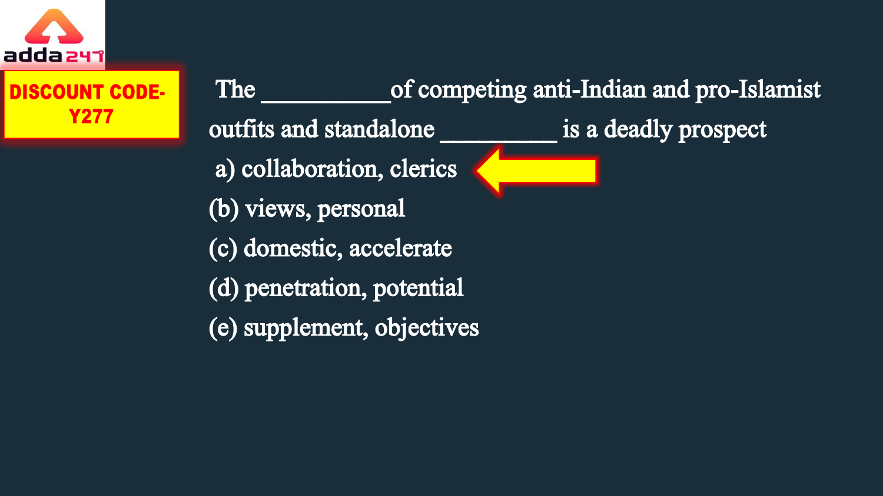DISCOUNT CODE- Y277

The __________of competing anti-Indian and pro-Islamist outfits and standalone _________ is a deadly prospect

a) collaboration, clerics

(b) views, personal

(c) domestic, accelerate

(d) penetration, potential

(e) supplement, objectives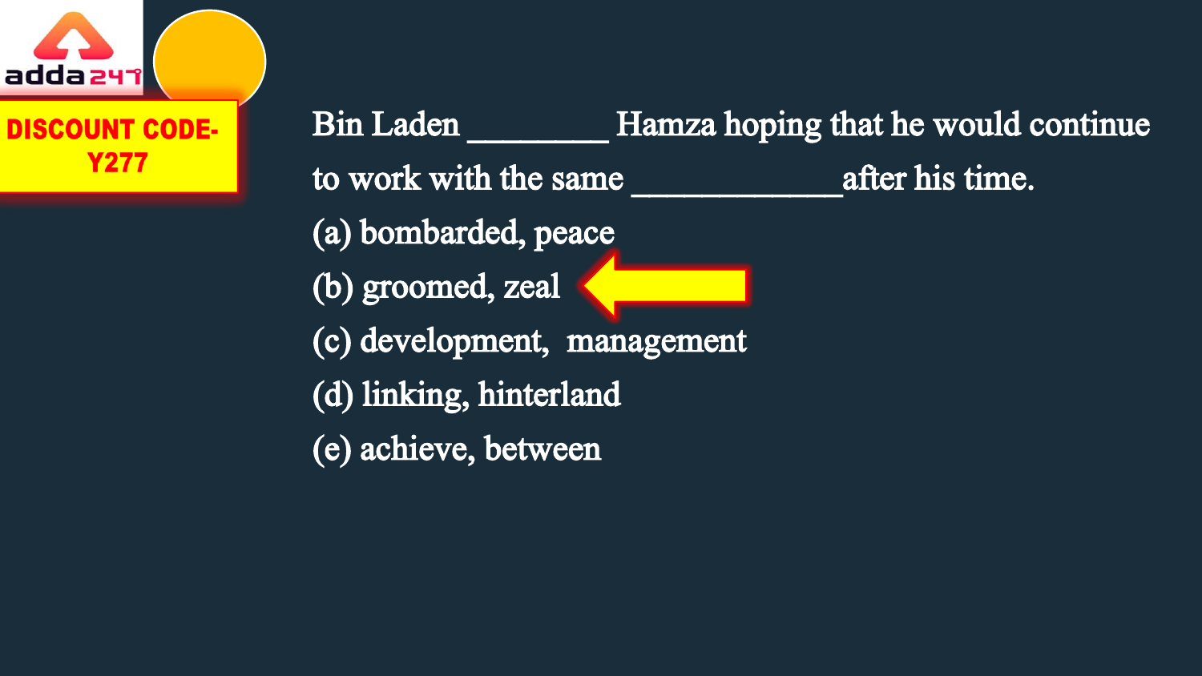DISCOUNT CODE- Y277

Bin Laden ________ Hamza hoping that he would continue to work with the same ____________after his time.

(a) bombarded, peace

(b) groomed, zeal

(c) development, management

(d) linking, hinterland

(e) achieve, between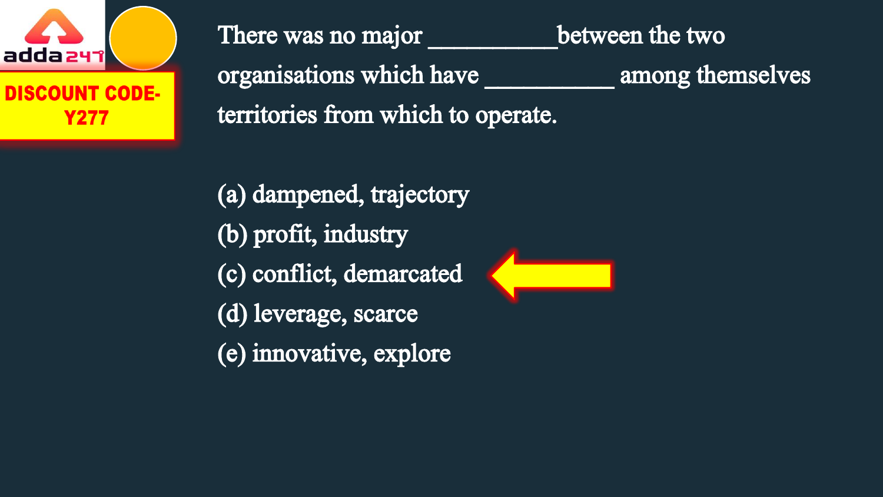There was no major __________between the two organisations which have __________ among themselves territories from which to operate.

(a) dampened, trajectory
(b) profit, industry
(c) conflict, demarcated
(d) leverage, scarce
(e) innovative, explore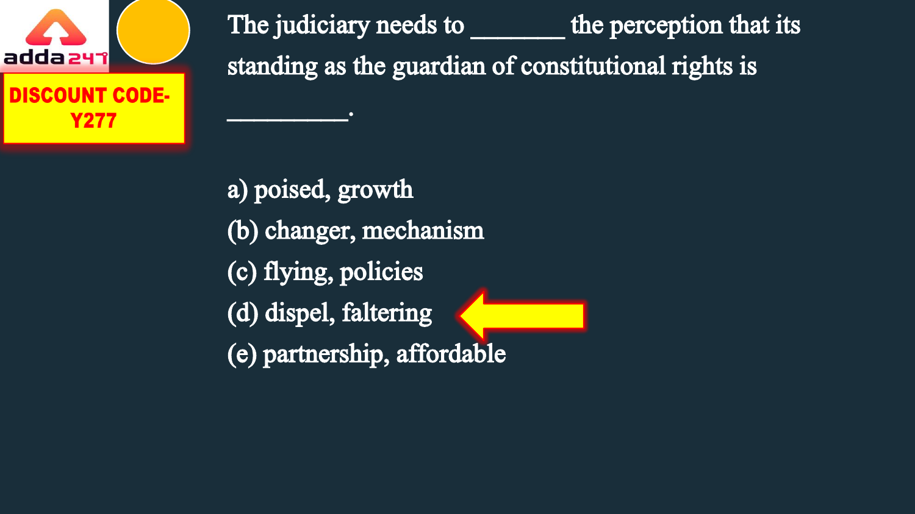DISCOUNT CODE- Y277

The judiciary needs to _______ the perception that its standing as the guardian of constitutional rights is _________.

a) poised, growth
(b) changer, mechanism
(c) flying, policies
(d) dispel, faltering
(e) partnership, affordable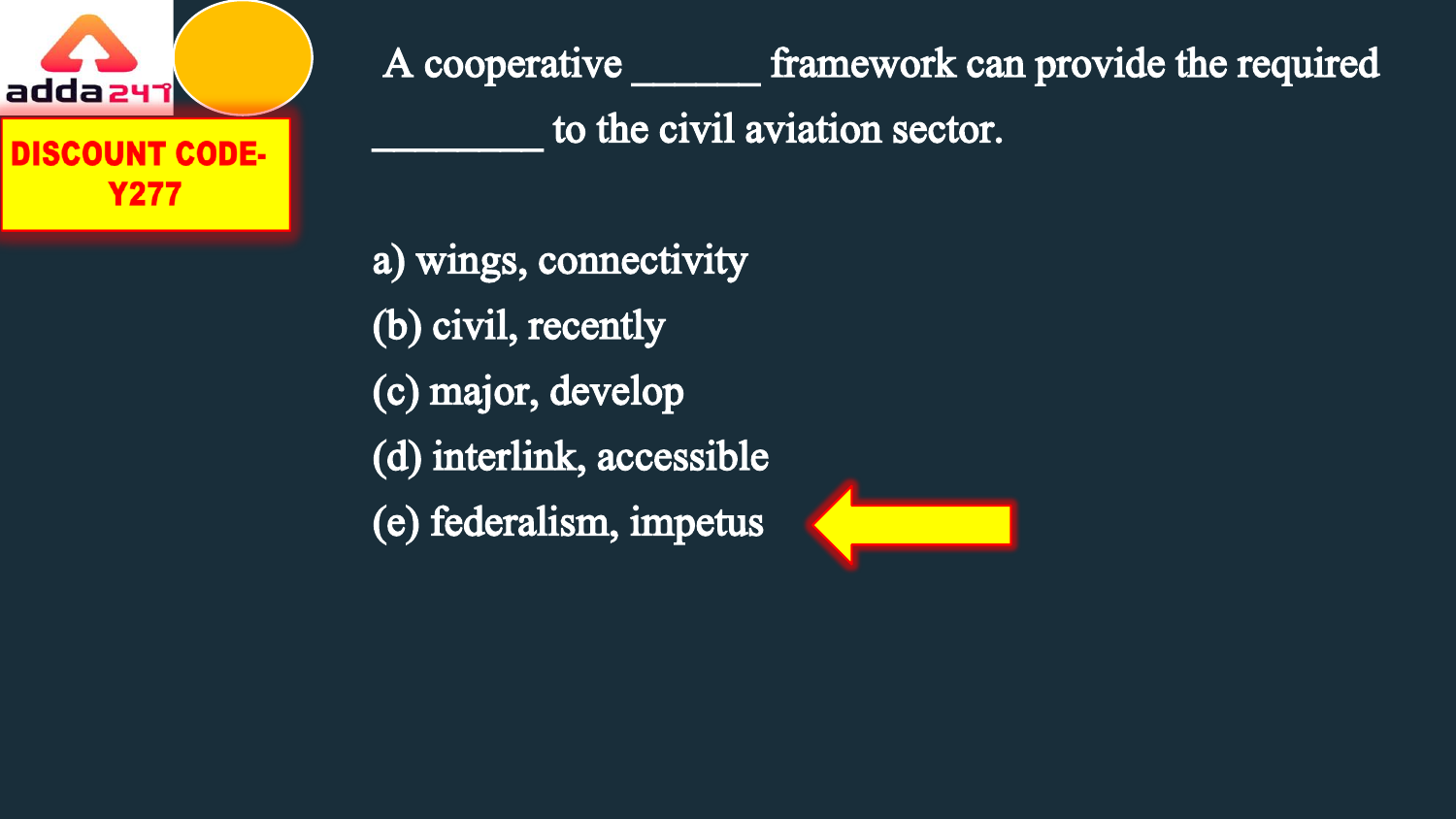A cooperative ______ framework can provide the required ________ to the civil aviation sector.

a) wings, connectivity

(b) civil, recently

(c) major, develop

(d) interlink, accessible

(e) federalism, impetus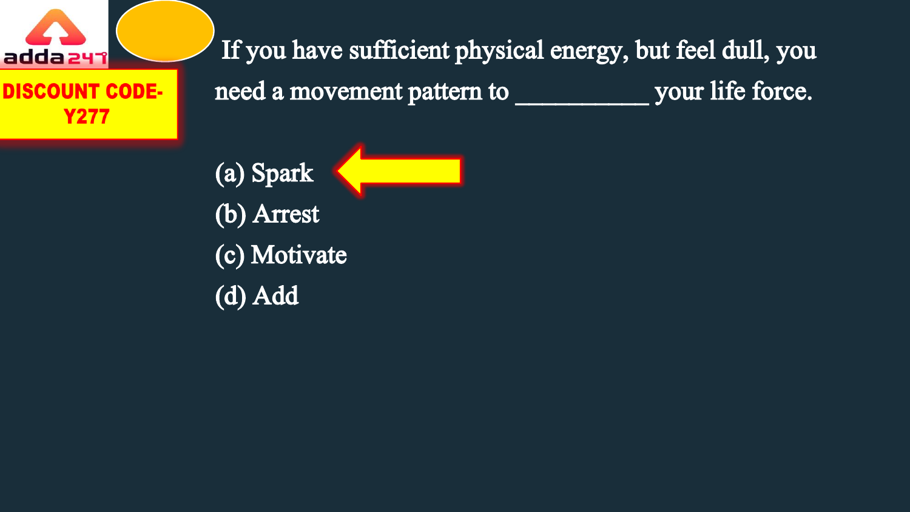If you have sufficient physical energy, but feel dull, you need a movement pattern to __________ your life force.

(a) Spark
(b) Arrest
(c) Motivate
(d) Add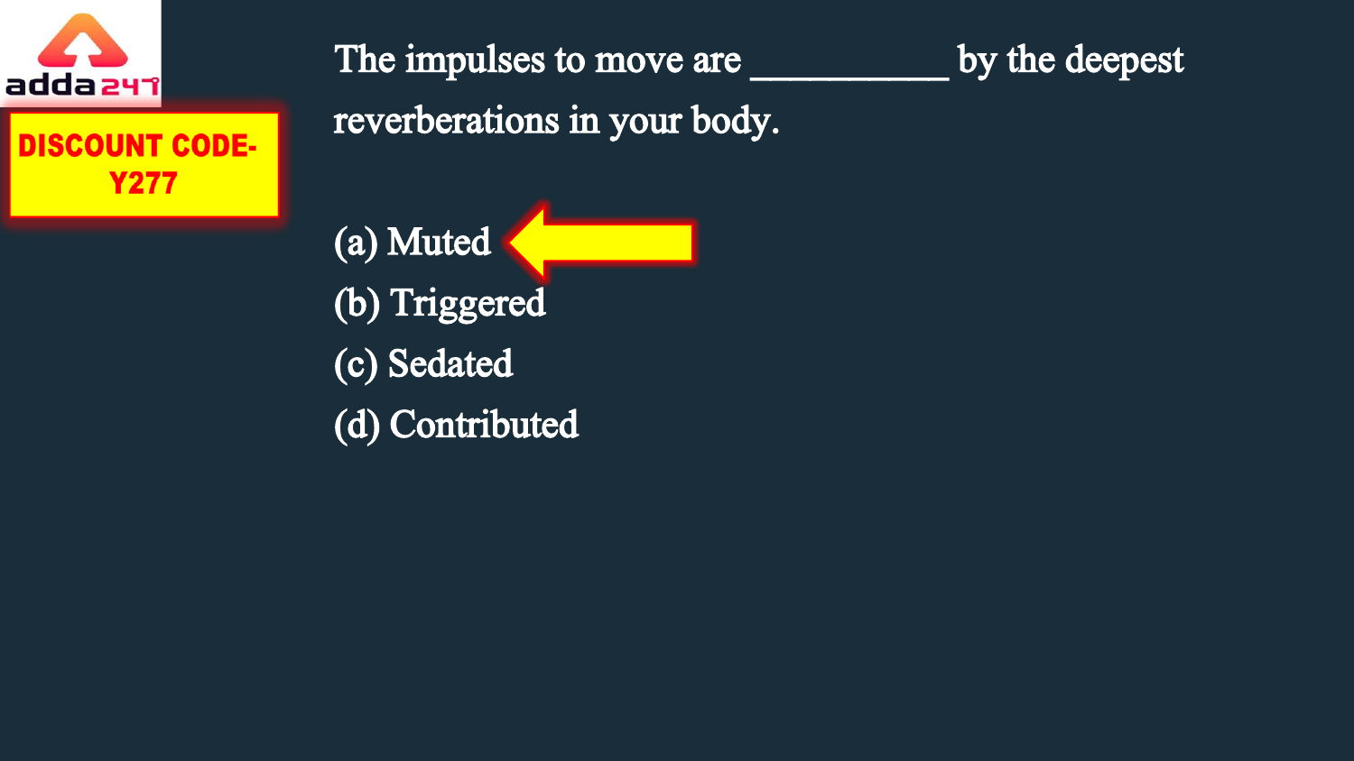The impulses to move are __________ by the deepest reverberations in your body.

(a) Muted

(b) Triggered

(c) Sedated

(d) Contributed

DISCOUNT CODE- Y277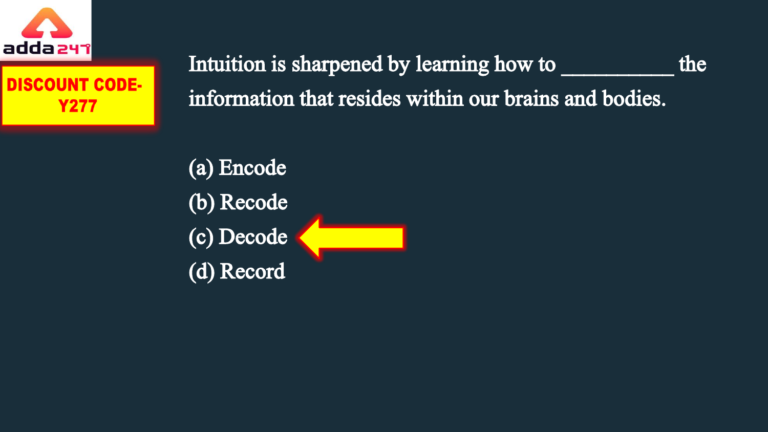DISCOUNT CODE- Y277

Intuition is sharpened by learning how to __________ the information that resides within our brains and bodies.

(a) Encode

(b) Recode

(c) Decode

(d) Record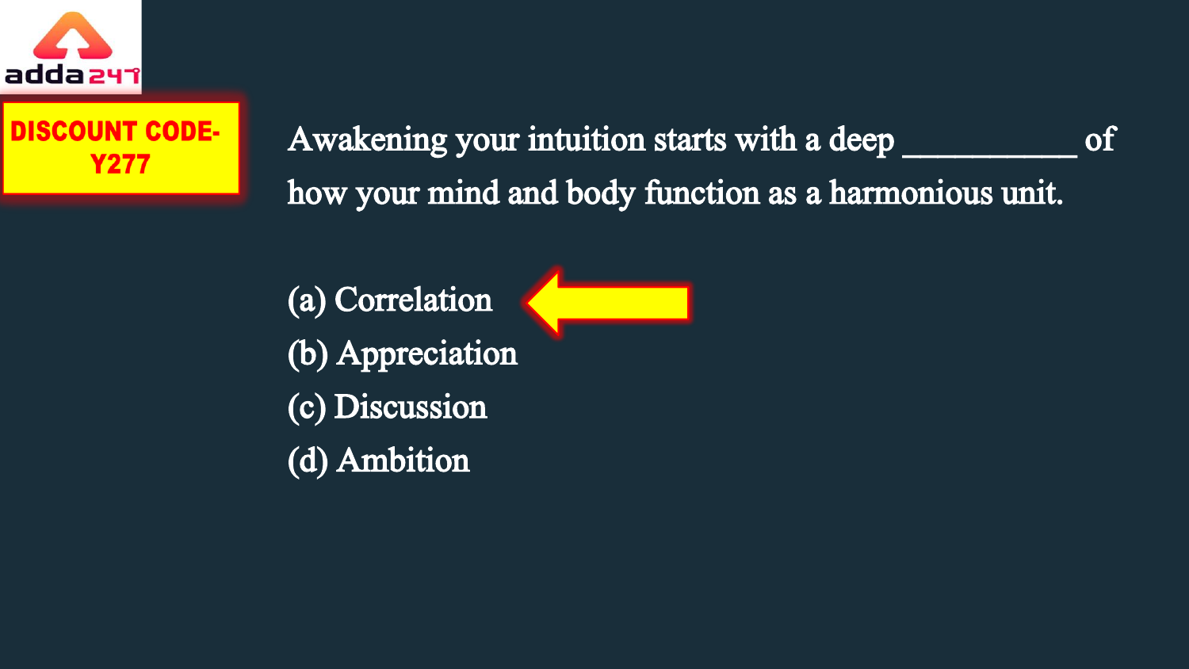DISCOUNT CODE- Y277

Awakening your intuition starts with a deep __________ of how your mind and body function as a harmonious unit.

(a) Correlation

(b) Appreciation

(c) Discussion

(d) Ambition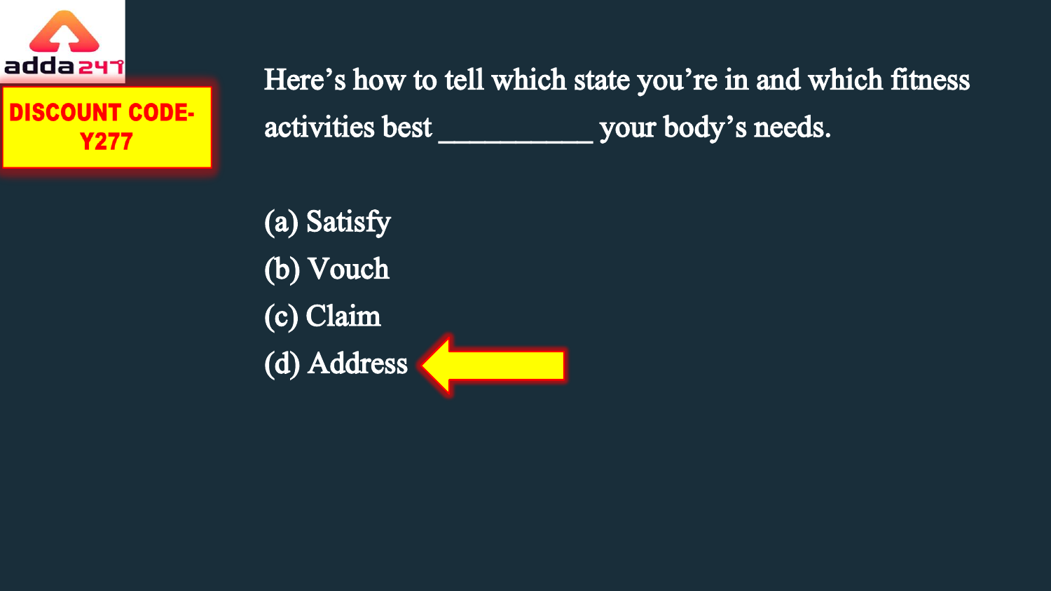DISCOUNT CODE- Y277

Here's how to tell which state you're in and which fitness activities best __________ your body's needs.

(a) Satisfy
(b) Vouch
(c) Claim
(d) Address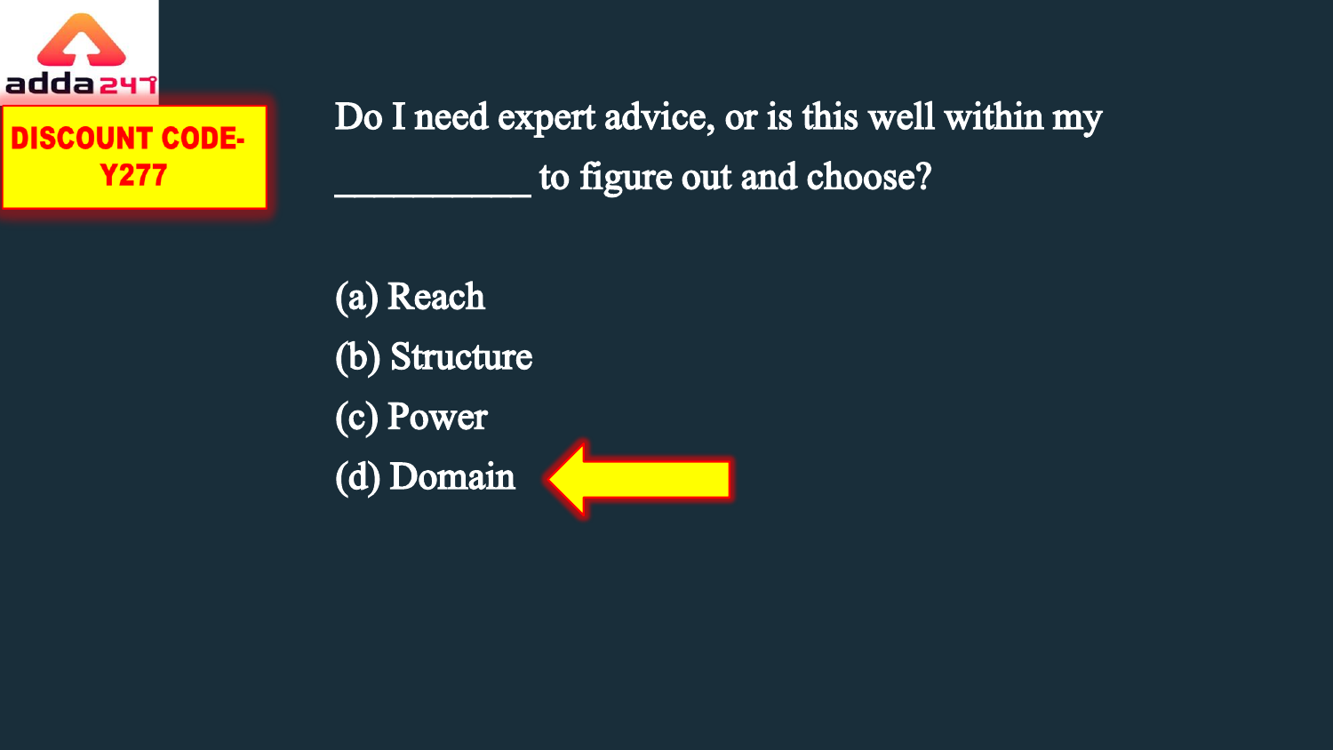adda247

DISCOUNT CODE- Y277

Do I need expert advice, or is this well within my __________ to figure out and choose?

(a) Reach
(b) Structure
(c) Power
(d) Domain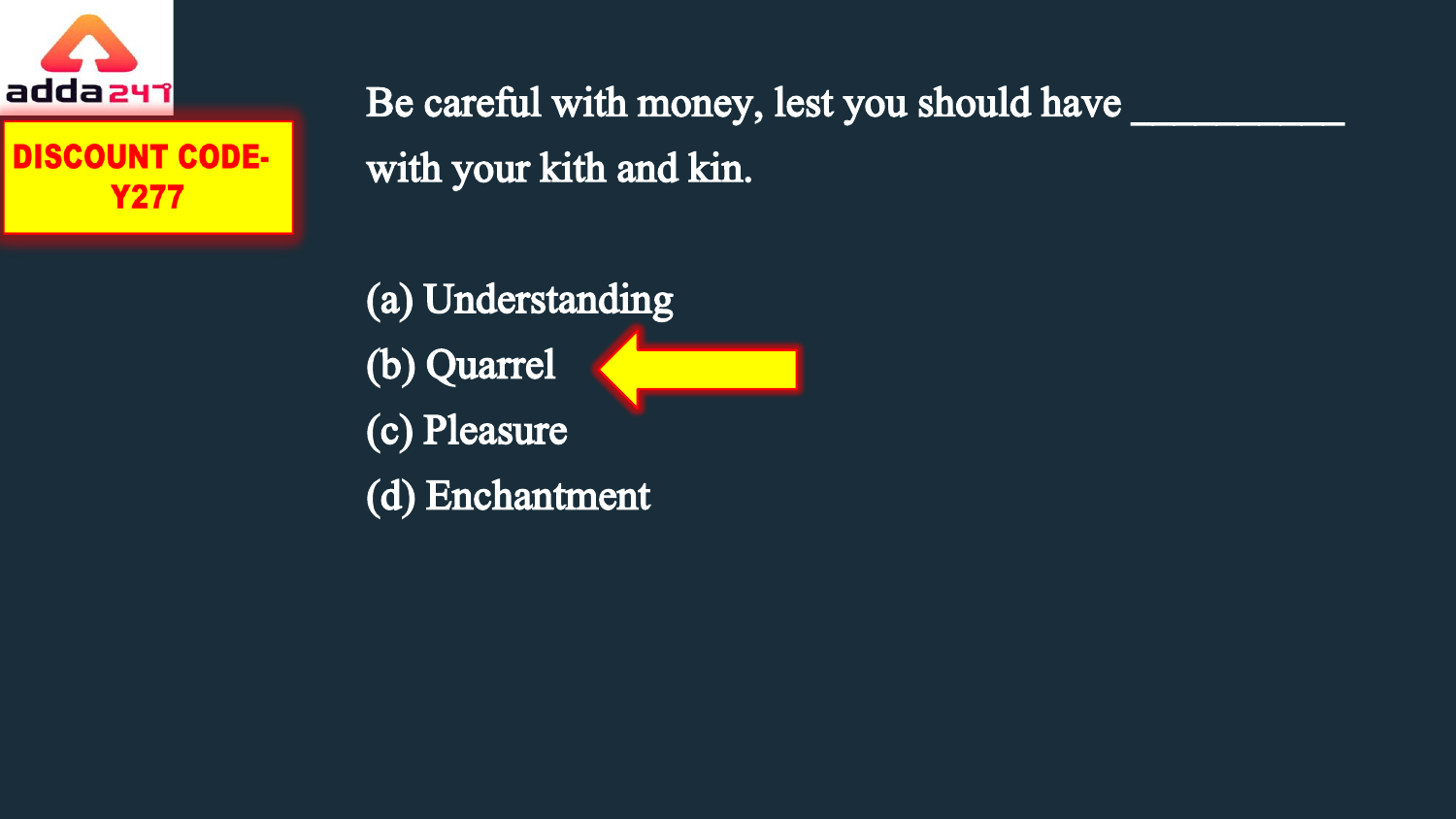DISCOUNT CODE- Y277

Be careful with money, lest you should have __________ with your kith and kin.

(a) Understanding
(b) Quarrel
(c) Pleasure
(d) Enchantment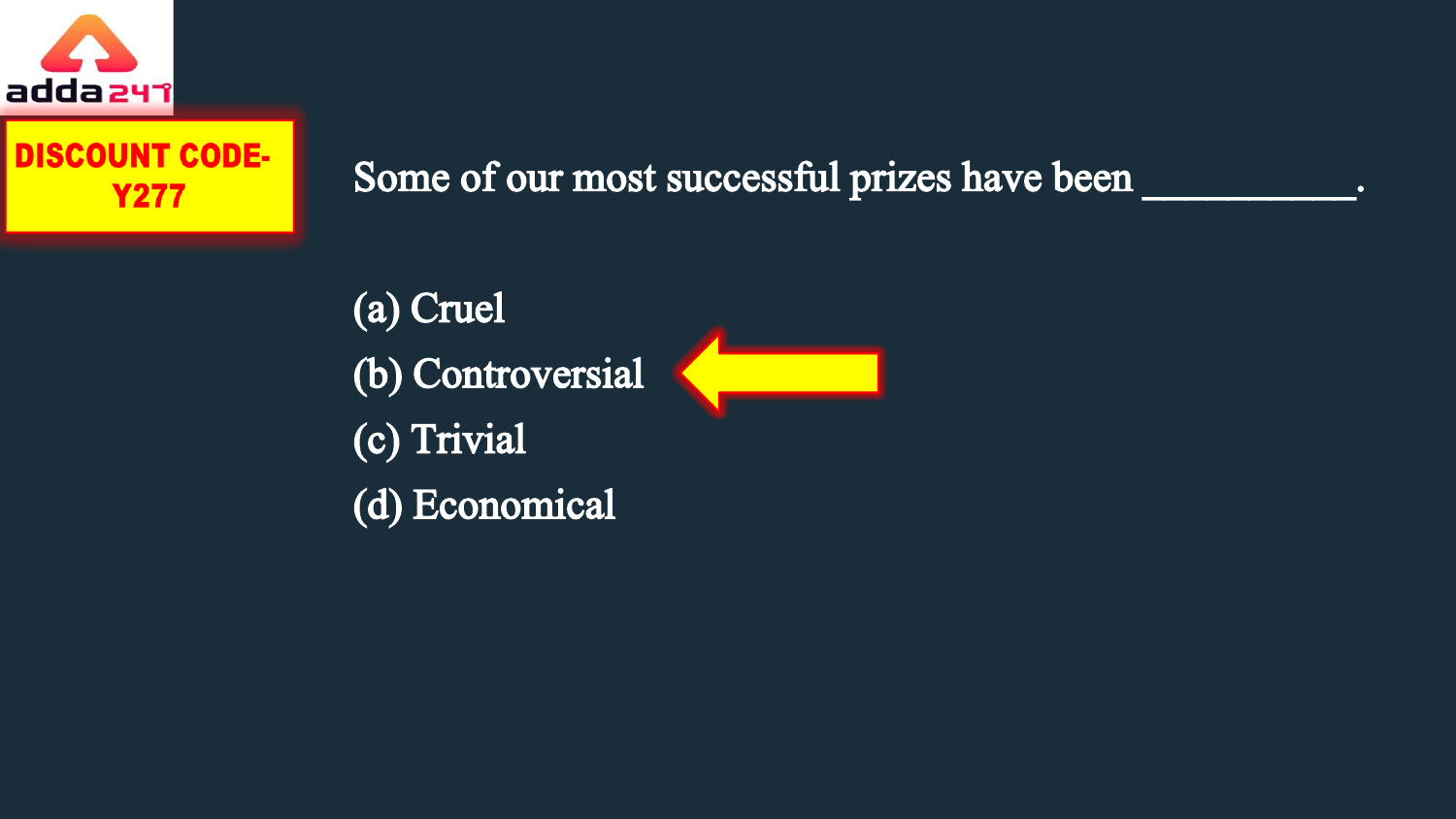DISCOUNT CODE- Y277

Some of our most successful prizes have been __________.

(a) Cruel
(b) Controversial
(c) Trivial
(d) Economical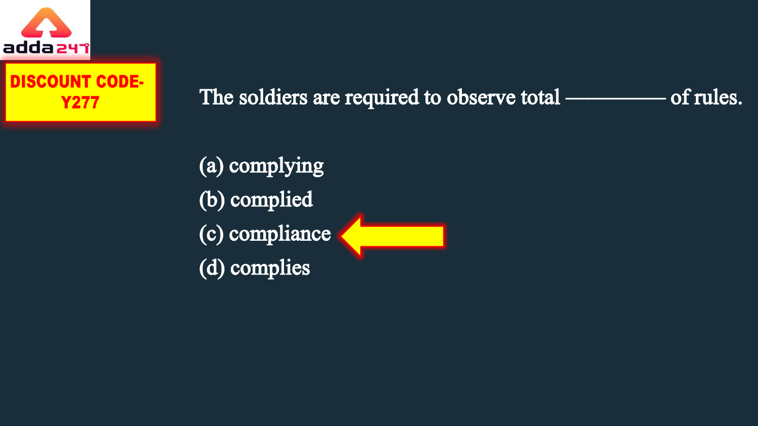DISCOUNT CODE- Y277

The soldiers are required to observe total ———— of rules.

(a) complying

(b) complied

(c) compliance

(d) complies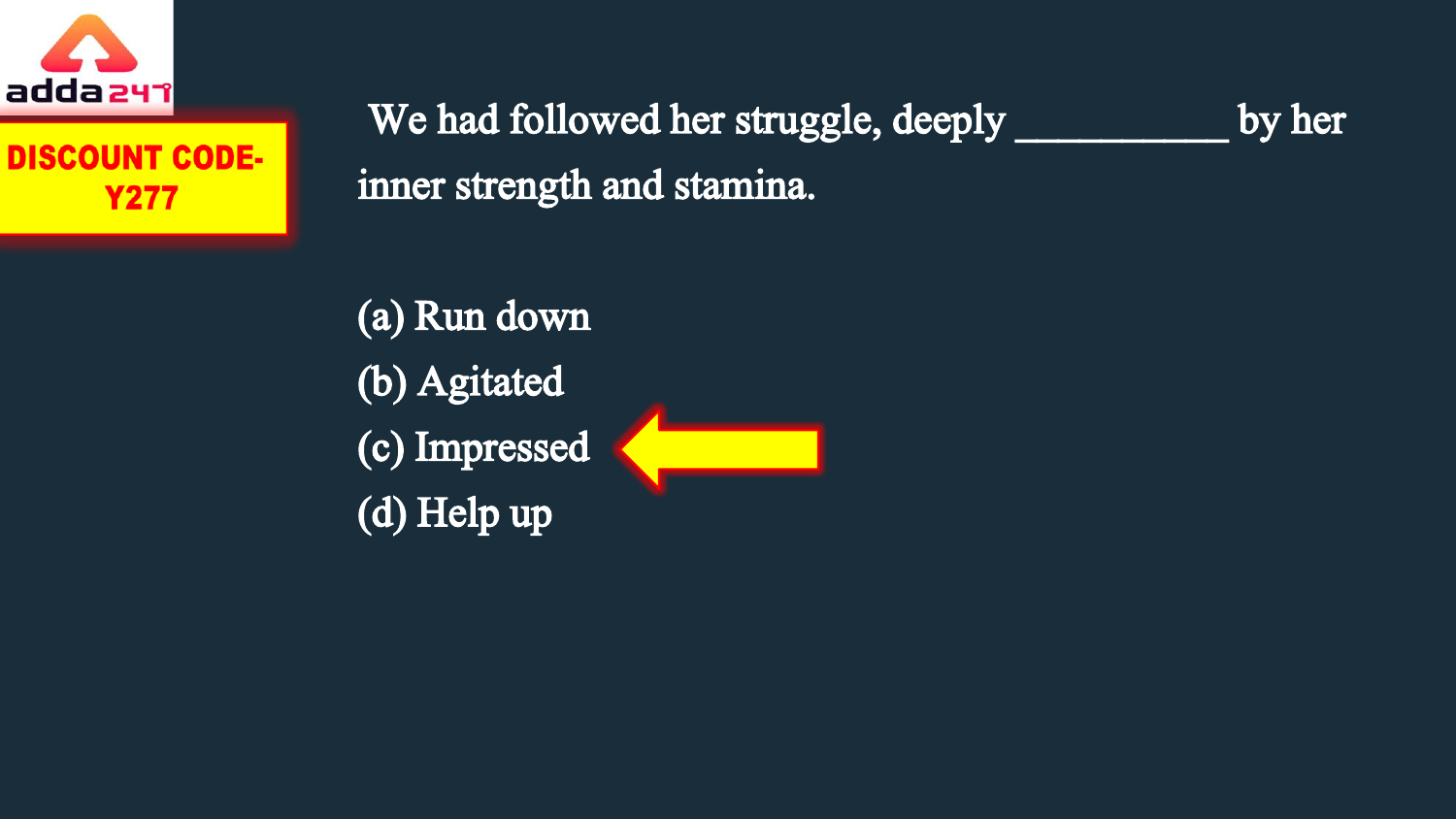DISCOUNT CODE- Y277

We had followed her struggle, deeply __________ by her inner strength and stamina.

(a) Run down

(b) Agitated

(c) Impressed

(d) Help up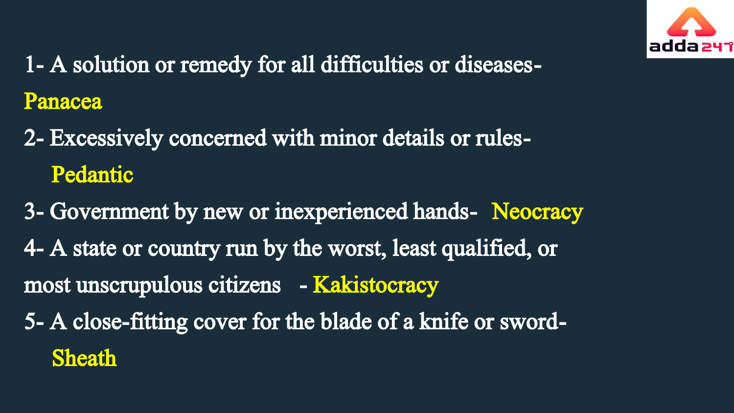1- A solution or remedy for all difficulties or diseases- Panacea

2- Excessively concerned with minor details or rules- Pedantic

3- Government by new or inexperienced hands- Neocracy

4- A state or country run by the worst, least qualified, or most unscrupulous citizens - Kakistocracy

5- A close-fitting cover for the blade of a knife or sword- Sheath